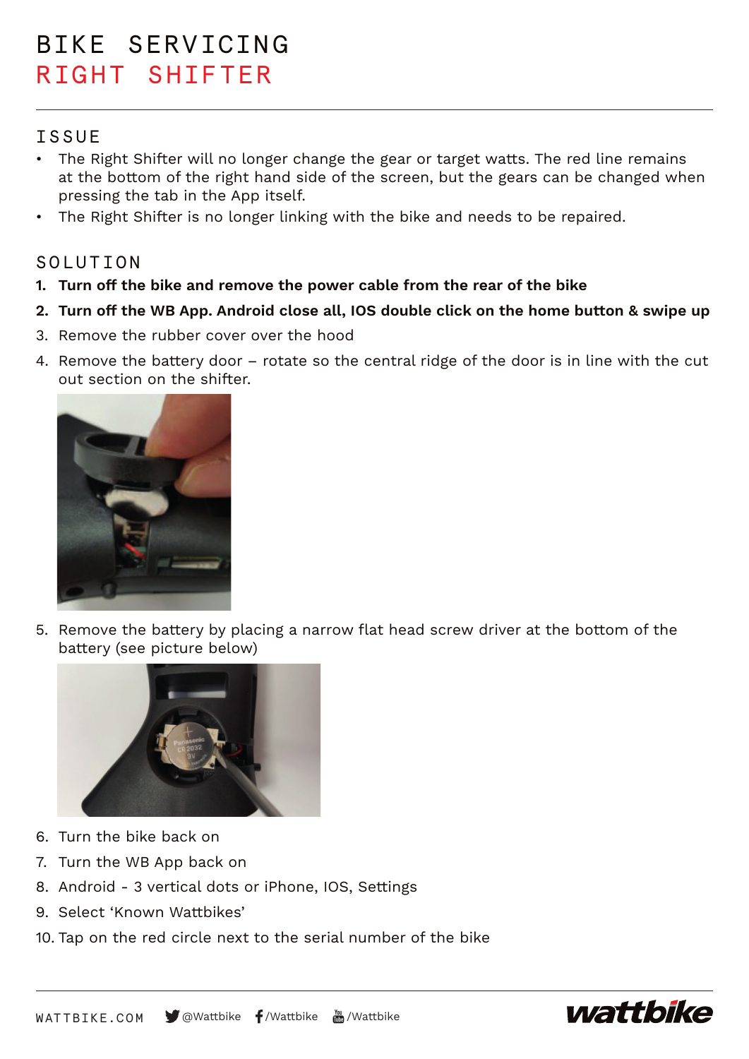# BIKE SERVICING
## RIGHT SHIFTER

### ISSUE

- The Right Shifter will no longer change the gear or target watts. The red line remains at the bottom of the right hand side of the screen, but the gears can be changed when pressing the tab in the App itself.
- The Right Shifter is no longer linking with the bike and needs to be repaired.

### SOLUTION

1. **Turn off the bike and remove the power cable from the rear of the bike**
2. **Turn off the WB App. Android close all, IOS double click on the home button & swipe up**
3. Remove the rubber cover over the hood
4. Remove the battery door – rotate so the central ridge of the door is in line with the cut out section on the shifter.
5. Remove the battery by placing a narrow flat head screw driver at the bottom of the battery (see picture below)
6. Turn the bike back on
7. Turn the WB App back on
8. Android - 3 vertical dots or iPhone, IOS, Settings
9. Select 'Known Wattbikes'
10. Tap on the red circle next to the serial number of the bike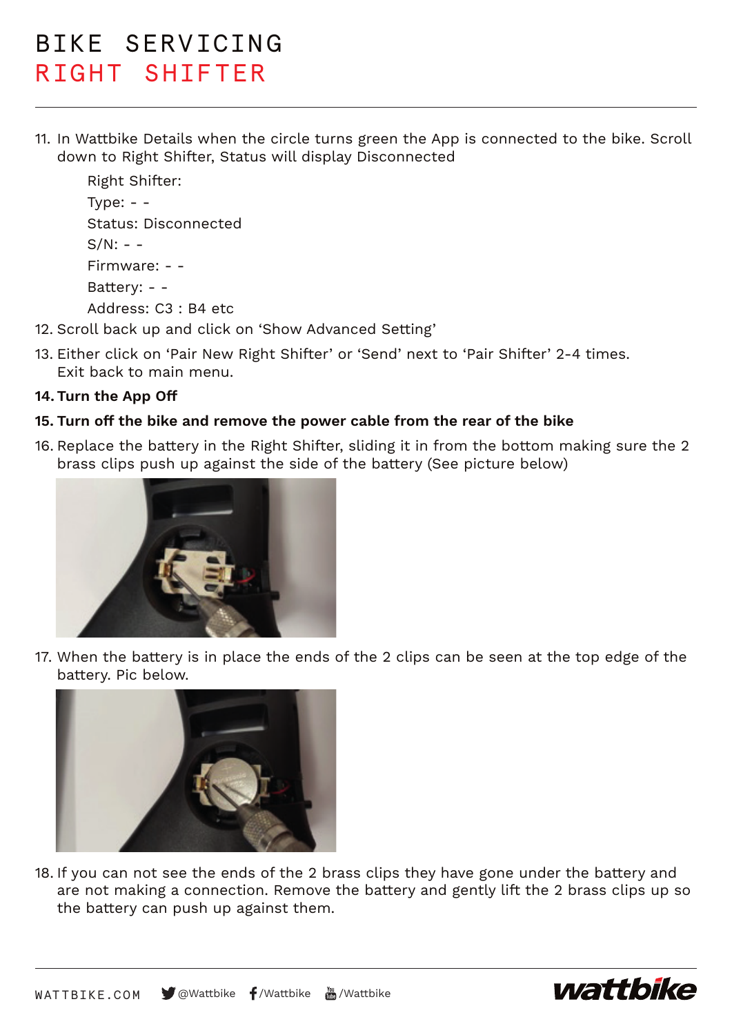# BIKE SERVICING
## RIGHT SHIFTER

11. In Wattbike Details when the circle turns green the App is connected to the bike. Scroll down to Right Shifter, Status will display Disconnected

    Right Shifter:
    Type: - -
    Status: Disconnected
    S/N: - -
    Firmware: - -
    Battery: - -
    Address: C3 : B4 etc

12. Scroll back up and click on 'Show Advanced Setting'
13. Either click on 'Pair New Right Shifter' or 'Send' next to 'Pair Shifter' 2-4 times. Exit back to main menu.
14. **Turn the App Off**
15. **Turn off the bike and remove the power cable from the rear of the bike**
16. Replace the battery in the Right Shifter, sliding it in from the bottom making sure the 2 brass clips push up against the side of the battery (See picture below)
17. When the battery is in place the ends of the 2 clips can be seen at the top edge of the battery. Pic below.
18. If you can not see the ends of the 2 brass clips they have gone under the battery and are not making a connection. Remove the battery and gently lift the 2 brass clips up so the battery can push up against them.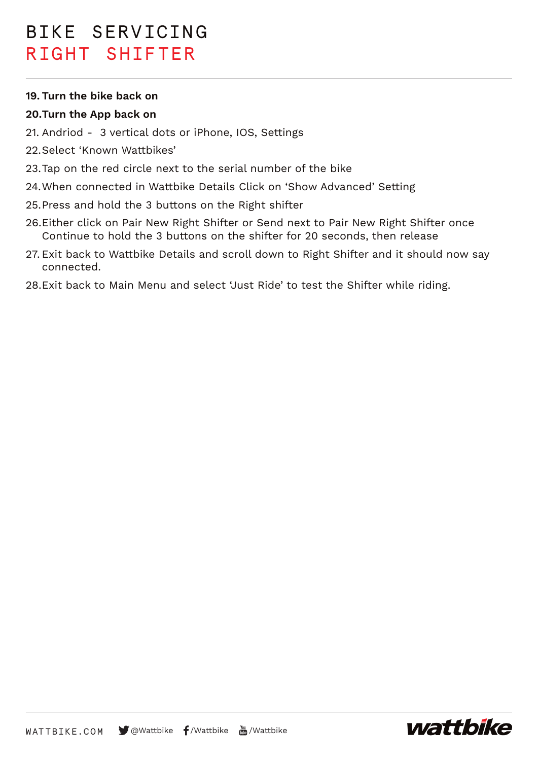# BIKE SERVICING
## RIGHT SHIFTER

**19. Turn the bike back on**

**20. Turn the App back on**

21. Andriod - 3 vertical dots or iPhone, IOS, Settings
22. Select 'Known Wattbikes'
23. Tap on the red circle next to the serial number of the bike
24. When connected in Wattbike Details Click on 'Show Advanced' Setting
25. Press and hold the 3 buttons on the Right shifter
26. Either click on Pair New Right Shifter or Send next to Pair New Right Shifter once Continue to hold the 3 buttons on the shifter for 20 seconds, then release
27. Exit back to Wattbike Details and scroll down to Right Shifter and it should now say connected.
28. Exit back to Main Menu and select 'Just Ride' to test the Shifter while riding.